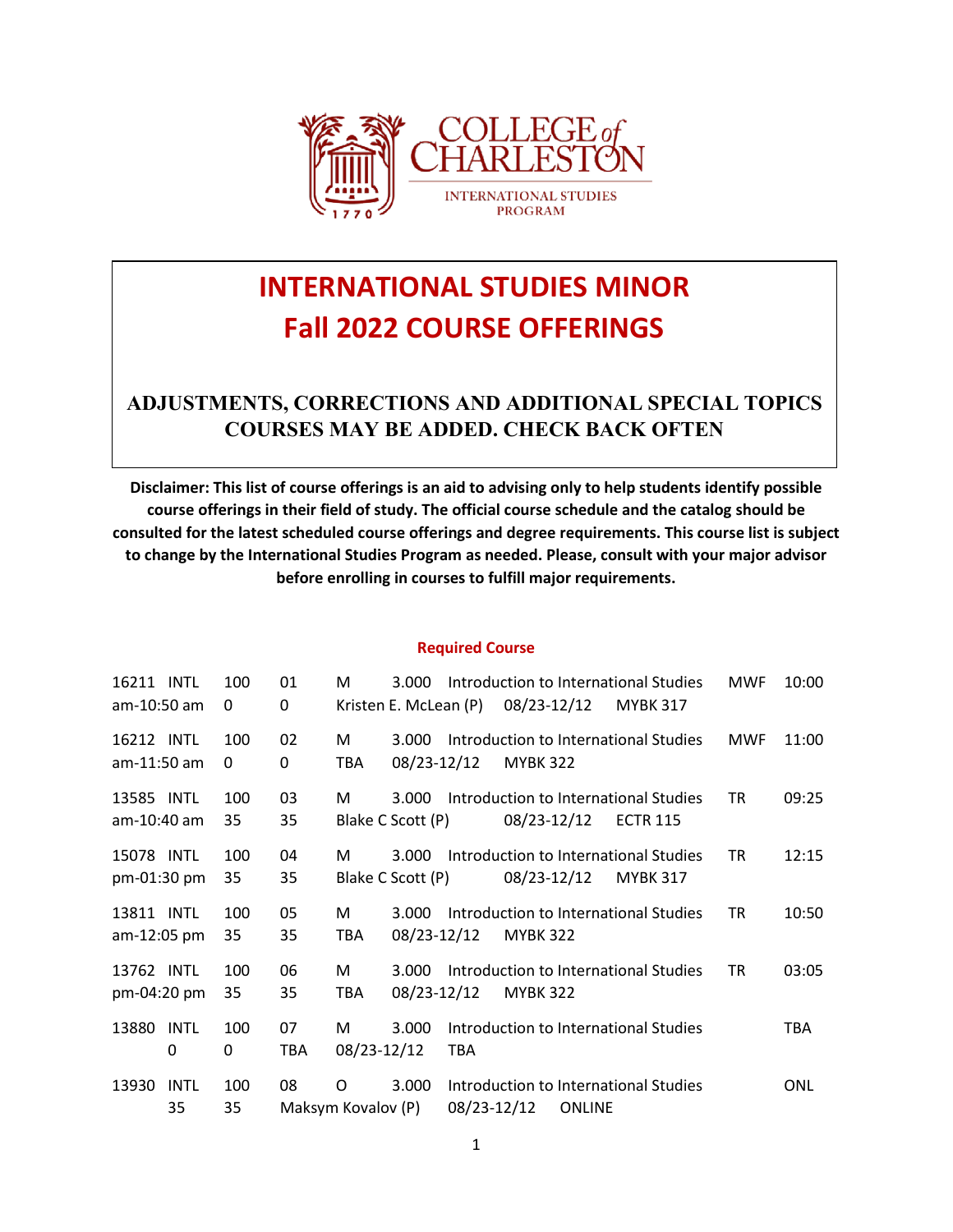COLLEGE of CHARLESTON

INTERNATIONAL STUDIES PROGRAM

# INTERNATIONAL STUDIES MINOR
# Fall 2022 COURSE OFFERINGS

## ADJUSTMENTS, CORRECTIONS AND ADDITIONAL SPECIAL TOPICS COURSES MAY BE ADDED. CHECK BACK OFTEN

**Disclaimer: This list of course offerings is an aid to advising only to help students identify possible course offerings in their field of study. The official course schedule and the catalog should be consulted for the latest scheduled course offerings and degree requirements. This course list is subject to change by the International Studies Program as needed. Please, consult with your major advisor before enrolling in courses to fulfill major requirements.**

### Required Course

16211 INTL 100 01 M 3.000 Introduction to International Studies MWF 10:00 am-10:50 am 0 0 Kristen E. McLean (P) 08/23-12/12 MYBK 317

16212 INTL 100 02 M 3.000 Introduction to International Studies MWF 11:00 am-11:50 am 0 0 TBA 08/23-12/12 MYBK 322

13585 INTL 100 03 M 3.000 Introduction to International Studies TR 09:25 am-10:40 am 35 35 Blake C Scott (P) 08/23-12/12 ECTR 115

15078 INTL 100 04 M 3.000 Introduction to International Studies TR 12:15 pm-01:30 pm 35 35 Blake C Scott (P) 08/23-12/12 MYBK 317

13811 INTL 100 05 M 3.000 Introduction to International Studies TR 10:50 am-12:05 pm 35 35 TBA 08/23-12/12 MYBK 322

13762 INTL 100 06 M 3.000 Introduction to International Studies TR 03:05 pm-04:20 pm 35 35 TBA 08/23-12/12 MYBK 322

13880 INTL 100 07 M 3.000 Introduction to International Studies TBA 0 0 TBA 08/23-12/12 TBA

13930 INTL 100 08 O 3.000 Introduction to International Studies ONL 35 35 Maksym Kovalov (P) 08/23-12/12 ONLINE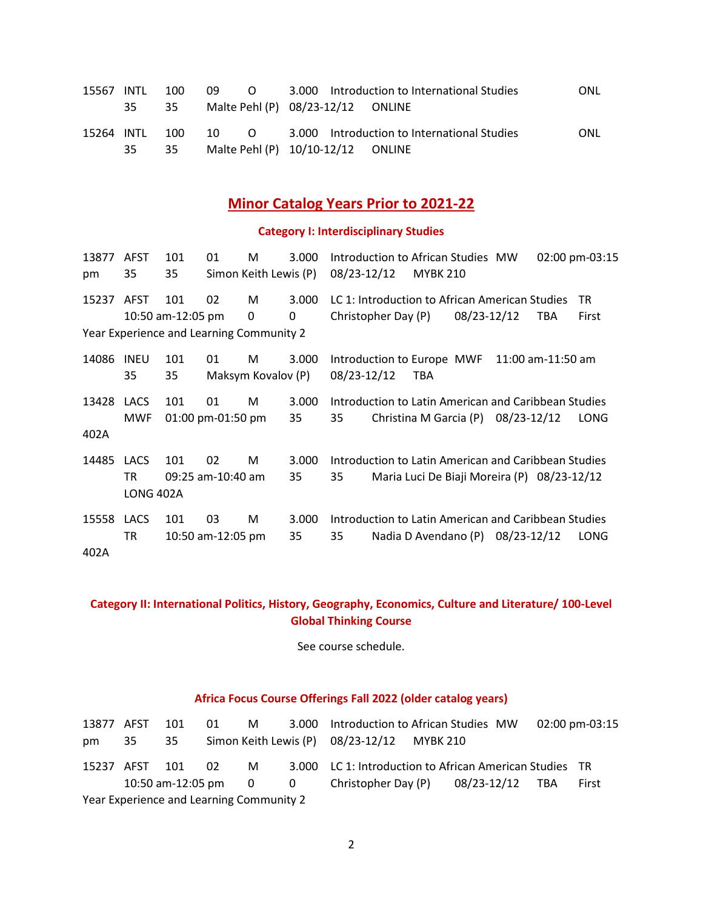15567 INTL 100 09 O 3.000 Introduction to International Studies ONL
35 35 Malte Pehl (P) 08/23-12/12 ONLINE

15264 INTL 100 10 O 3.000 Introduction to International Studies ONL
35 35 Malte Pehl (P) 10/10-12/12 ONLINE

## Minor Catalog Years Prior to 2021-22

### Category I: Interdisciplinary Studies

13877 AFST 101 01 M 3.000 Introduction to African Studies MW 02:00 pm-03:15 pm 35 35 Simon Keith Lewis (P) 08/23-12/12 MYBK 210

15237 AFST 101 02 M 3.000 LC 1: Introduction to African American Studies TR 10:50 am-12:05 pm 0 0 Christopher Day (P) 08/23-12/12 TBA First Year Experience and Learning Community 2

14086 INEU 101 01 M 3.000 Introduction to Europe MWF 11:00 am-11:50 am 35 35 Maksym Kovalov (P) 08/23-12/12 TBA

13428 LACS 101 01 M 3.000 Introduction to Latin American and Caribbean Studies MWF 01:00 pm-01:50 pm 35 35 Christina M Garcia (P) 08/23-12/12 LONG 402A

14485 LACS 101 02 M 3.000 Introduction to Latin American and Caribbean Studies TR 09:25 am-10:40 am 35 35 Maria Luci De Biaji Moreira (P) 08/23-12/12 LONG 402A

15558 LACS 101 03 M 3.000 Introduction to Latin American and Caribbean Studies TR 10:50 am-12:05 pm 35 35 Nadia D Avendano (P) 08/23-12/12 LONG 402A

### Category II: International Politics, History, Geography, Economics, Culture and Literature/ 100-Level Global Thinking Course

See course schedule.

### Africa Focus Course Offerings Fall 2022 (older catalog years)

13877 AFST 101 01 M 3.000 Introduction to African Studies MW 02:00 pm-03:15 pm 35 35 Simon Keith Lewis (P) 08/23-12/12 MYBK 210

15237 AFST 101 02 M 3.000 LC 1: Introduction to African American Studies TR 10:50 am-12:05 pm 0 0 Christopher Day (P) 08/23-12/12 TBA First Year Experience and Learning Community 2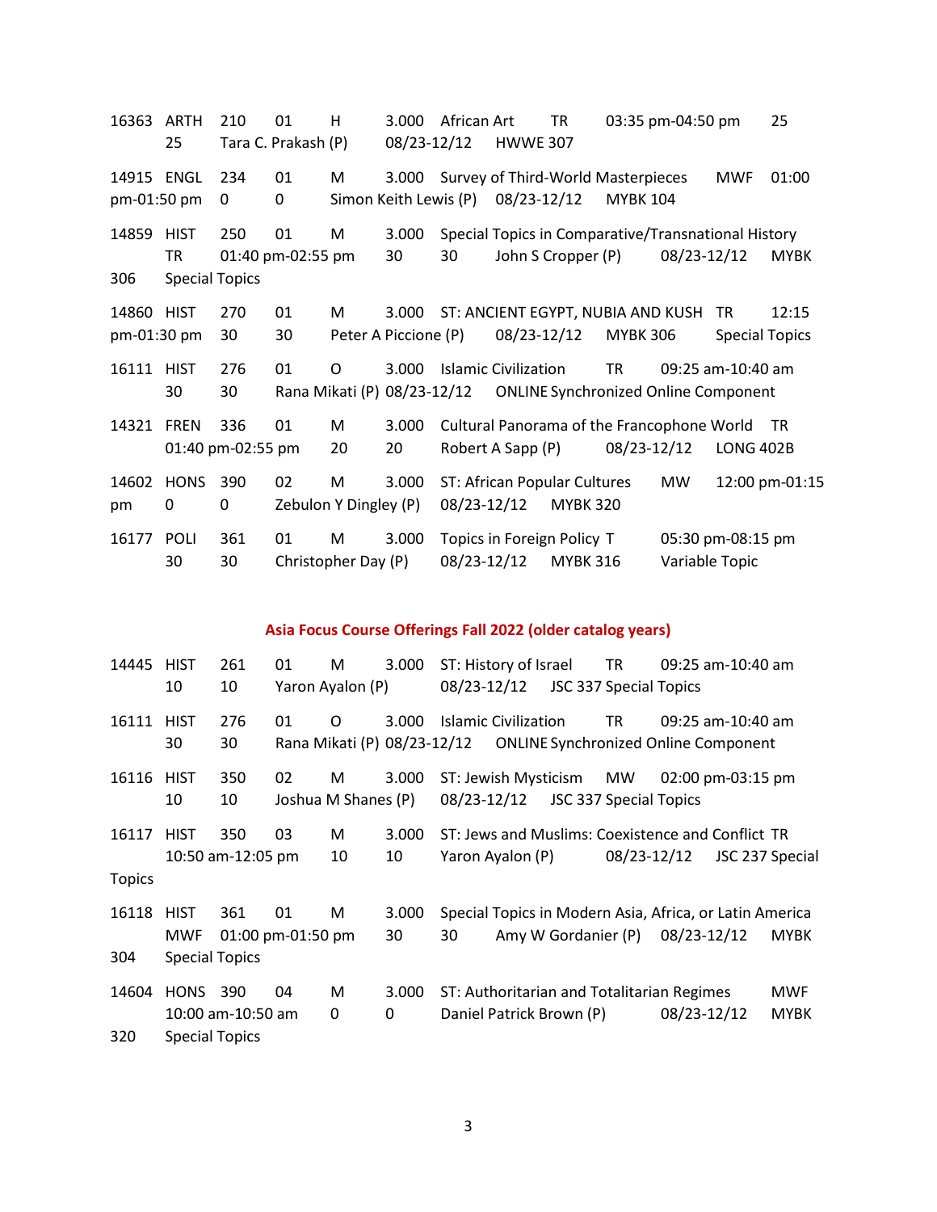16363 ARTH 210 01 H 3.000 African Art TR 03:35 pm-04:50 pm 25 25 Tara C. Prakash (P) 08/23-12/12 HWWE 307

14915 ENGL 234 01 M 3.000 Survey of Third-World Masterpieces MWF 01:00 pm-01:50 pm 0 0 Simon Keith Lewis (P) 08/23-12/12 MYBK 104

14859 HIST 250 01 M 3.000 Special Topics in Comparative/Transnational History TR 01:40 pm-02:55 pm 30 30 John S Cropper (P) 08/23-12/12 MYBK 306 Special Topics

14860 HIST 270 01 M 3.000 ST: ANCIENT EGYPT, NUBIA AND KUSH TR 12:15 pm-01:30 pm 30 30 Peter A Piccione (P) 08/23-12/12 MYBK 306 Special Topics

16111 HIST 276 01 O 3.000 Islamic Civilization TR 09:25 am-10:40 am 30 30 Rana Mikati (P) 08/23-12/12 ONLINE Synchronized Online Component

14321 FREN 336 01 M 3.000 Cultural Panorama of the Francophone World TR 01:40 pm-02:55 pm 20 20 Robert A Sapp (P) 08/23-12/12 LONG 402B

14602 HONS 390 02 M 3.000 ST: African Popular Cultures MW 12:00 pm-01:15 pm 0 0 Zebulon Y Dingley (P) 08/23-12/12 MYBK 320

16177 POLI 361 01 M 3.000 Topics in Foreign Policy T 05:30 pm-08:15 pm 30 30 Christopher Day (P) 08/23-12/12 MYBK 316 Variable Topic

## Asia Focus Course Offerings Fall 2022 (older catalog years)

14445 HIST 261 01 M 3.000 ST: History of Israel TR 09:25 am-10:40 am 10 10 Yaron Ayalon (P) 08/23-12/12 JSC 337 Special Topics

16111 HIST 276 01 O 3.000 Islamic Civilization TR 09:25 am-10:40 am 30 30 Rana Mikati (P) 08/23-12/12 ONLINE Synchronized Online Component

16116 HIST 350 02 M 3.000 ST: Jewish Mysticism MW 02:00 pm-03:15 pm 10 10 Joshua M Shanes (P) 08/23-12/12 JSC 337 Special Topics

16117 HIST 350 03 M 3.000 ST: Jews and Muslims: Coexistence and Conflict TR 10:50 am-12:05 pm 10 10 Yaron Ayalon (P) 08/23-12/12 JSC 237 Special Topics

16118 HIST 361 01 M 3.000 Special Topics in Modern Asia, Africa, or Latin America MWF 01:00 pm-01:50 pm 30 30 Amy W Gordanier (P) 08/23-12/12 MYBK 304 Special Topics

14604 HONS 390 04 M 3.000 ST: Authoritarian and Totalitarian Regimes MWF 10:00 am-10:50 am 0 0 Daniel Patrick Brown (P) 08/23-12/12 MYBK 320 Special Topics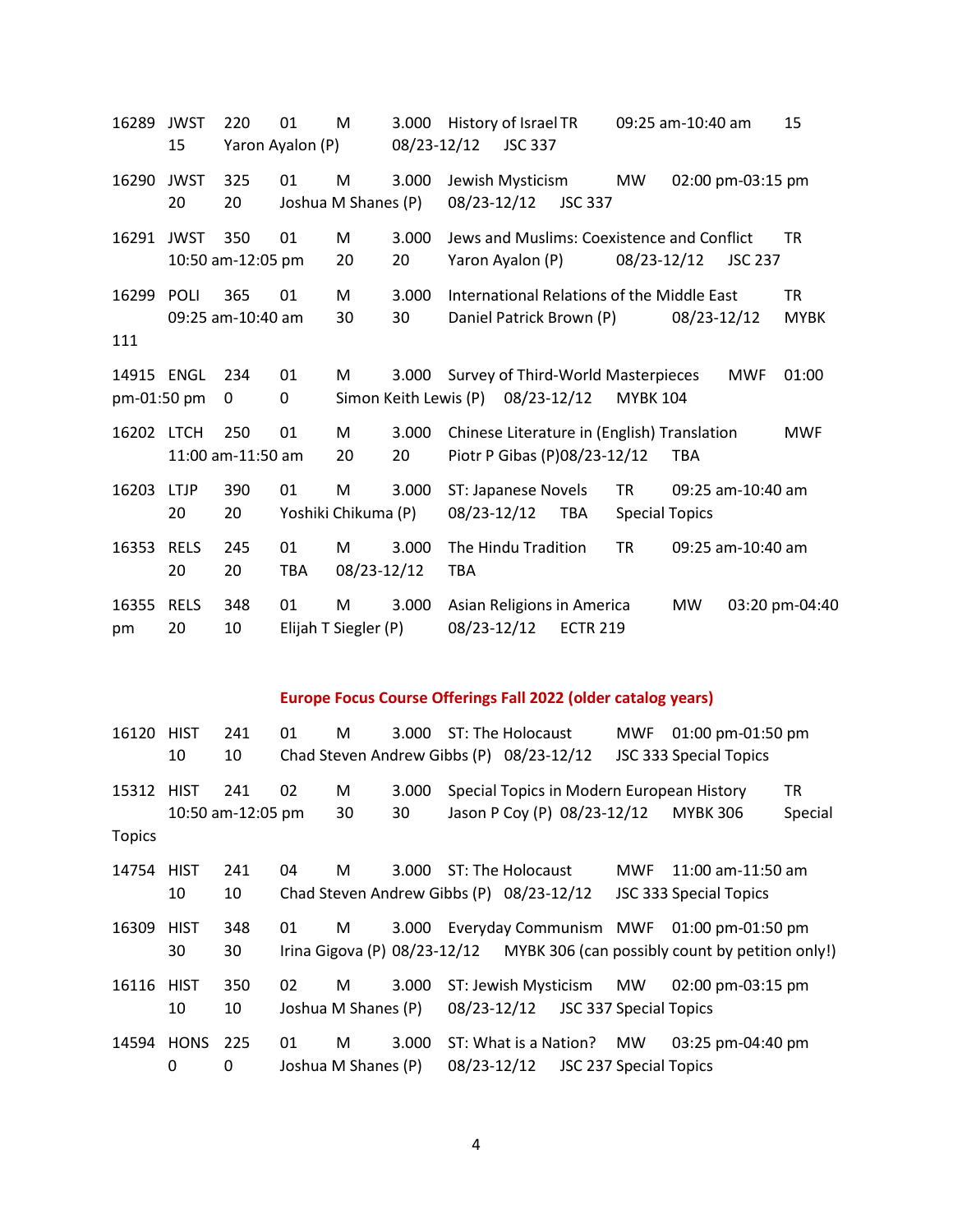16289 JWST 220 01 M 3.000 History of Israel TR 09:25 am-10:40 am 15 15 Yaron Ayalon (P) 08/23-12/12 JSC 337

16290 JWST 325 01 M 3.000 Jewish Mysticism MW 02:00 pm-03:15 pm 20 20 Joshua M Shanes (P) 08/23-12/12 JSC 337

16291 JWST 350 01 M 3.000 Jews and Muslims: Coexistence and Conflict TR 10:50 am-12:05 pm 20 20 Yaron Ayalon (P) 08/23-12/12 JSC 237

16299 POLI 365 01 M 3.000 International Relations of the Middle East TR 09:25 am-10:40 am 30 30 Daniel Patrick Brown (P) 08/23-12/12 MYBK 111

14915 ENGL 234 01 M 3.000 Survey of Third-World Masterpieces MWF 01:00 pm-01:50 pm 0 0 Simon Keith Lewis (P) 08/23-12/12 MYBK 104

16202 LTCH 250 01 M 3.000 Chinese Literature in (English) Translation MWF 11:00 am-11:50 am 20 20 Piotr P Gibas (P)08/23-12/12 TBA

16203 LTJP 390 01 M 3.000 ST: Japanese Novels TR 09:25 am-10:40 am 20 20 Yoshiki Chikuma (P) 08/23-12/12 TBA Special Topics

16353 RELS 245 01 M 3.000 The Hindu Tradition TR 09:25 am-10:40 am 20 20 TBA 08/23-12/12 TBA

16355 RELS 348 01 M 3.000 Asian Religions in America MW 03:20 pm-04:40 pm 20 10 Elijah T Siegler (P) 08/23-12/12 ECTR 219

## Europe Focus Course Offerings Fall 2022 (older catalog years)

16120 HIST 241 01 M 3.000 ST: The Holocaust MWF 01:00 pm-01:50 pm 10 10 Chad Steven Andrew Gibbs (P) 08/23-12/12 JSC 333 Special Topics

15312 HIST 241 02 M 3.000 Special Topics in Modern European History TR 10:50 am-12:05 pm 30 30 Jason P Coy (P) 08/23-12/12 MYBK 306 Special Topics

14754 HIST 241 04 M 3.000 ST: The Holocaust MWF 11:00 am-11:50 am 10 10 Chad Steven Andrew Gibbs (P) 08/23-12/12 JSC 333 Special Topics

16309 HIST 348 01 M 3.000 Everyday Communism MWF 01:00 pm-01:50 pm 30 30 Irina Gigova (P) 08/23-12/12 MYBK 306 (can possibly count by petition only!)

16116 HIST 350 02 M 3.000 ST: Jewish Mysticism MW 02:00 pm-03:15 pm 10 10 Joshua M Shanes (P) 08/23-12/12 JSC 337 Special Topics

14594 HONS 225 01 M 3.000 ST: What is a Nation? MW 03:25 pm-04:40 pm 0 0 Joshua M Shanes (P) 08/23-12/12 JSC 237 Special Topics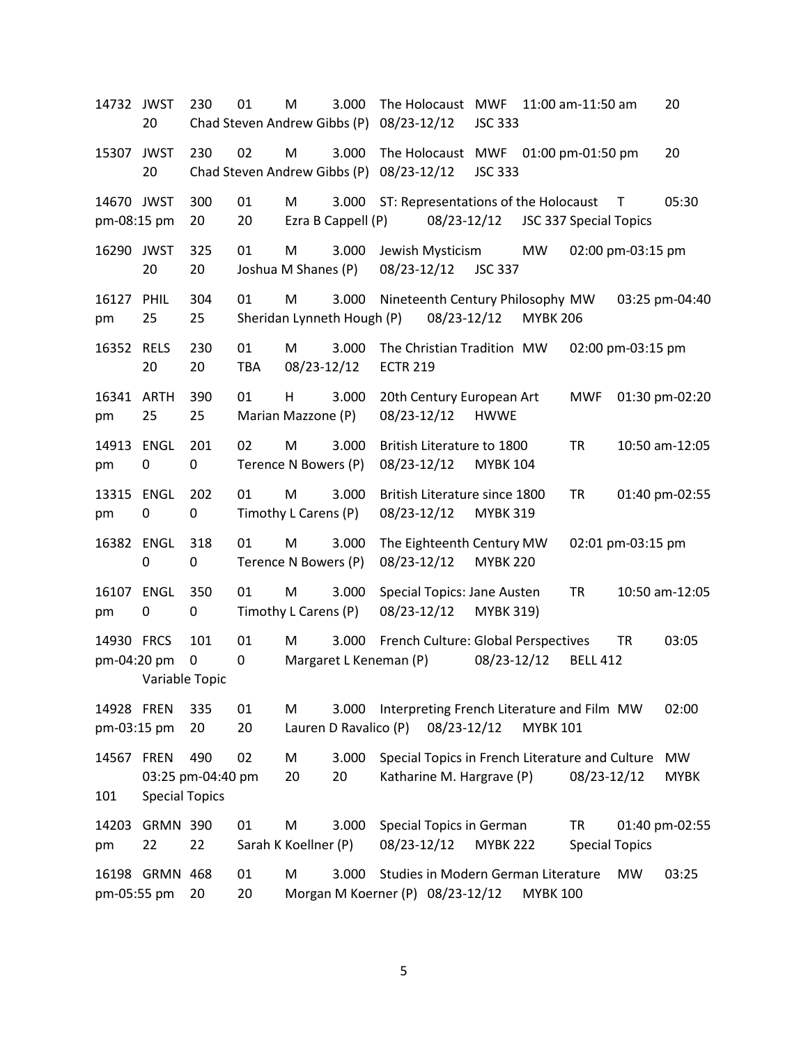14732 JWST 230 01 M 3.000 The Holocaust MWF 11:00 am-11:50 am 20
20 Chad Steven Andrew Gibbs (P) 08/23-12/12 JSC 333

15307 JWST 230 02 M 3.000 The Holocaust MWF 01:00 pm-01:50 pm 20
20 Chad Steven Andrew Gibbs (P) 08/23-12/12 JSC 333

14670 JWST 300 01 M 3.000 ST: Representations of the Holocaust T 05:30
pm-08:15 pm 20 20 Ezra B Cappell (P) 08/23-12/12 JSC 337 Special Topics

16290 JWST 325 01 M 3.000 Jewish Mysticism MW 02:00 pm-03:15 pm
20 20 Joshua M Shanes (P) 08/23-12/12 JSC 337

16127 PHIL 304 01 M 3.000 Nineteenth Century Philosophy MW 03:25 pm-04:40
pm 25 25 Sheridan Lynneth Hough (P) 08/23-12/12 MYBK 206

16352 RELS 230 01 M 3.000 The Christian Tradition MW 02:00 pm-03:15 pm
20 20 TBA 08/23-12/12 ECTR 219

16341 ARTH 390 01 H 3.000 20th Century European Art MWF 01:30 pm-02:20
pm 25 25 Marian Mazzone (P) 08/23-12/12 HWWE

14913 ENGL 201 02 M 3.000 British Literature to 1800 TR 10:50 am-12:05
pm 0 0 Terence N Bowers (P) 08/23-12/12 MYBK 104

13315 ENGL 202 01 M 3.000 British Literature since 1800 TR 01:40 pm-02:55
pm 0 0 Timothy L Carens (P) 08/23-12/12 MYBK 319

16382 ENGL 318 01 M 3.000 The Eighteenth Century MW 02:01 pm-03:15 pm
0 0 Terence N Bowers (P) 08/23-12/12 MYBK 220

16107 ENGL 350 01 M 3.000 Special Topics: Jane Austen TR 10:50 am-12:05
pm 0 0 Timothy L Carens (P) 08/23-12/12 MYBK 319)

14930 FRCS 101 01 M 3.000 French Culture: Global Perspectives TR 03:05
pm-04:20 pm 0 0 Margaret L Keneman (P) 08/23-12/12 BELL 412
Variable Topic

14928 FREN 335 01 M 3.000 Interpreting French Literature and Film MW 02:00
pm-03:15 pm 20 20 Lauren D Ravalico (P) 08/23-12/12 MYBK 101

14567 FREN 490 02 M 3.000 Special Topics in French Literature and Culture MW
03:25 pm-04:40 pm 20 20 Katharine M. Hargrave (P) 08/23-12/12 MYBK
101 Special Topics

14203 GRMN 390 01 M 3.000 Special Topics in German TR 01:40 pm-02:55
pm 22 22 Sarah K Koellner (P) 08/23-12/12 MYBK 222 Special Topics

16198 GRMN 468 01 M 3.000 Studies in Modern German Literature MW 03:25
pm-05:55 pm 20 20 Morgan M Koerner (P) 08/23-12/12 MYBK 100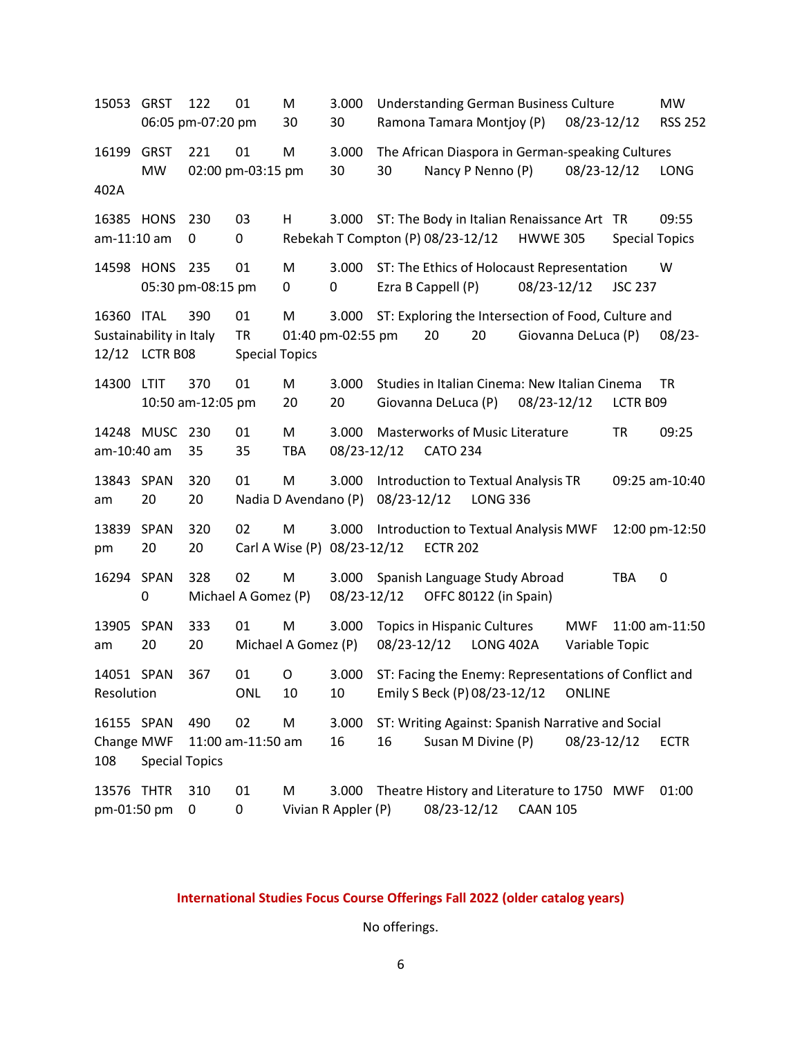15053 GRST 122 01 M 3.000 Understanding German Business Culture MW 06:05 pm-07:20 pm 30 30 Ramona Tamara Montjoy (P) 08/23-12/12 RSS 252

16199 GRST 221 01 M 3.000 The African Diaspora in German-speaking Cultures MW 02:00 pm-03:15 pm 30 30 Nancy P Nenno (P) 08/23-12/12 LONG 402A

16385 HONS 230 03 H 3.000 ST: The Body in Italian Renaissance Art TR 09:55 am-11:10 am 0 0 Rebekah T Compton (P) 08/23-12/12 HWWE 305 Special Topics

14598 HONS 235 01 M 3.000 ST: The Ethics of Holocaust Representation W 05:30 pm-08:15 pm 0 0 Ezra B Cappell (P) 08/23-12/12 JSC 237

16360 ITAL 390 01 M 3.000 ST: Exploring the Intersection of Food, Culture and Sustainability in Italy TR 01:40 pm-02:55 pm 20 20 Giovanna DeLuca (P) 08/23-12/12 LCTR B08 Special Topics

14300 LTIT 370 01 M 3.000 Studies in Italian Cinema: New Italian Cinema TR 10:50 am-12:05 pm 20 20 Giovanna DeLuca (P) 08/23-12/12 LCTR B09

14248 MUSC 230 01 M 3.000 Masterworks of Music Literature TR 09:25 am-10:40 am 35 35 TBA 08/23-12/12 CATO 234

13843 SPAN 320 01 M 3.000 Introduction to Textual Analysis TR 09:25 am-10:40 am 20 20 Nadia D Avendano (P) 08/23-12/12 LONG 336

13839 SPAN 320 02 M 3.000 Introduction to Textual Analysis MWF 12:00 pm-12:50 pm 20 20 Carl A Wise (P) 08/23-12/12 ECTR 202

16294 SPAN 328 02 M 3.000 Spanish Language Study Abroad TBA 0 0 Michael A Gomez (P) 08/23-12/12 OFFC 80122 (in Spain)

13905 SPAN 333 01 M 3.000 Topics in Hispanic Cultures MWF 11:00 am-11:50 am 20 20 Michael A Gomez (P) 08/23-12/12 LONG 402A Variable Topic

14051 SPAN 367 01 O 3.000 ST: Facing the Enemy: Representations of Conflict and Resolution ONL 10 10 Emily S Beck (P) 08/23-12/12 ONLINE

16155 SPAN 490 02 M 3.000 ST: Writing Against: Spanish Narrative and Social Change MWF 11:00 am-11:50 am 16 16 Susan M Divine (P) 08/23-12/12 ECTR 108 Special Topics

13576 THTR 310 01 M 3.000 Theatre History and Literature to 1750 MWF 01:00 pm-01:50 pm 0 0 Vivian R Appler (P) 08/23-12/12 CAAN 105

**International Studies Focus Course Offerings Fall 2022 (older catalog years)**

No offerings.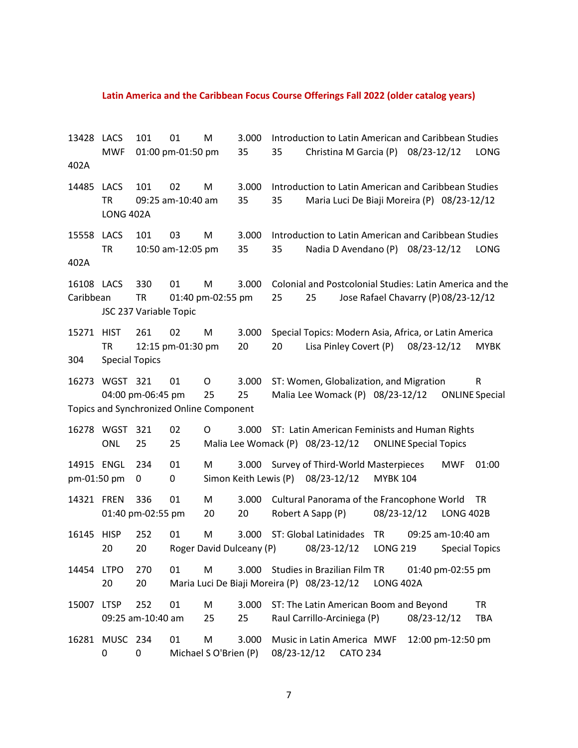**Latin America and the Caribbean Focus Course Offerings Fall 2022 (older catalog years)**

13428 LACS 101 01 M 3.000 Introduction to Latin American and Caribbean Studies MWF 01:00 pm-01:50 pm 35 35 Christina M Garcia (P) 08/23-12/12 LONG 402A

14485 LACS 101 02 M 3.000 Introduction to Latin American and Caribbean Studies TR 09:25 am-10:40 am 35 35 Maria Luci De Biaji Moreira (P) 08/23-12/12 LONG 402A

15558 LACS 101 03 M 3.000 Introduction to Latin American and Caribbean Studies TR 10:50 am-12:05 pm 35 35 Nadia D Avendano (P) 08/23-12/12 LONG 402A

16108 LACS 330 01 M 3.000 Colonial and Postcolonial Studies: Latin America and the Caribbean TR 01:40 pm-02:55 pm 25 25 Jose Rafael Chavarry (P) 08/23-12/12 JSC 237 Variable Topic

15271 HIST 261 02 M 3.000 Special Topics: Modern Asia, Africa, or Latin America TR 12:15 pm-01:30 pm 20 20 Lisa Pinley Covert (P) 08/23-12/12 MYBK 304 Special Topics

16273 WGST 321 01 O 3.000 ST: Women, Globalization, and Migration R 04:00 pm-06:45 pm 25 25 Malia Lee Womack (P) 08/23-12/12 ONLINE Special Topics and Synchronized Online Component

16278 WGST 321 02 O 3.000 ST: Latin American Feminists and Human Rights ONL 25 25 Malia Lee Womack (P) 08/23-12/12 ONLINE Special Topics

14915 ENGL 234 01 M 3.000 Survey of Third-World Masterpieces MWF 01:00 pm-01:50 pm 0 0 Simon Keith Lewis (P) 08/23-12/12 MYBK 104

14321 FREN 336 01 M 3.000 Cultural Panorama of the Francophone World TR 01:40 pm-02:55 pm 20 20 Robert A Sapp (P) 08/23-12/12 LONG 402B

16145 HISP 252 01 M 3.000 ST: Global Latinidades TR 09:25 am-10:40 am 20 20 Roger David Dulceany (P) 08/23-12/12 LONG 219 Special Topics

14454 LTPO 270 01 M 3.000 Studies in Brazilian Film TR 01:40 pm-02:55 pm 20 20 Maria Luci De Biaji Moreira (P) 08/23-12/12 LONG 402A

15007 LTSP 252 01 M 3.000 ST: The Latin American Boom and Beyond TR 09:25 am-10:40 am 25 25 Raul Carrillo-Arciniega (P) 08/23-12/12 TBA

16281 MUSC 234 01 M 3.000 Music in Latin America MWF 12:00 pm-12:50 pm 0 0 Michael S O'Brien (P) 08/23-12/12 CATO 234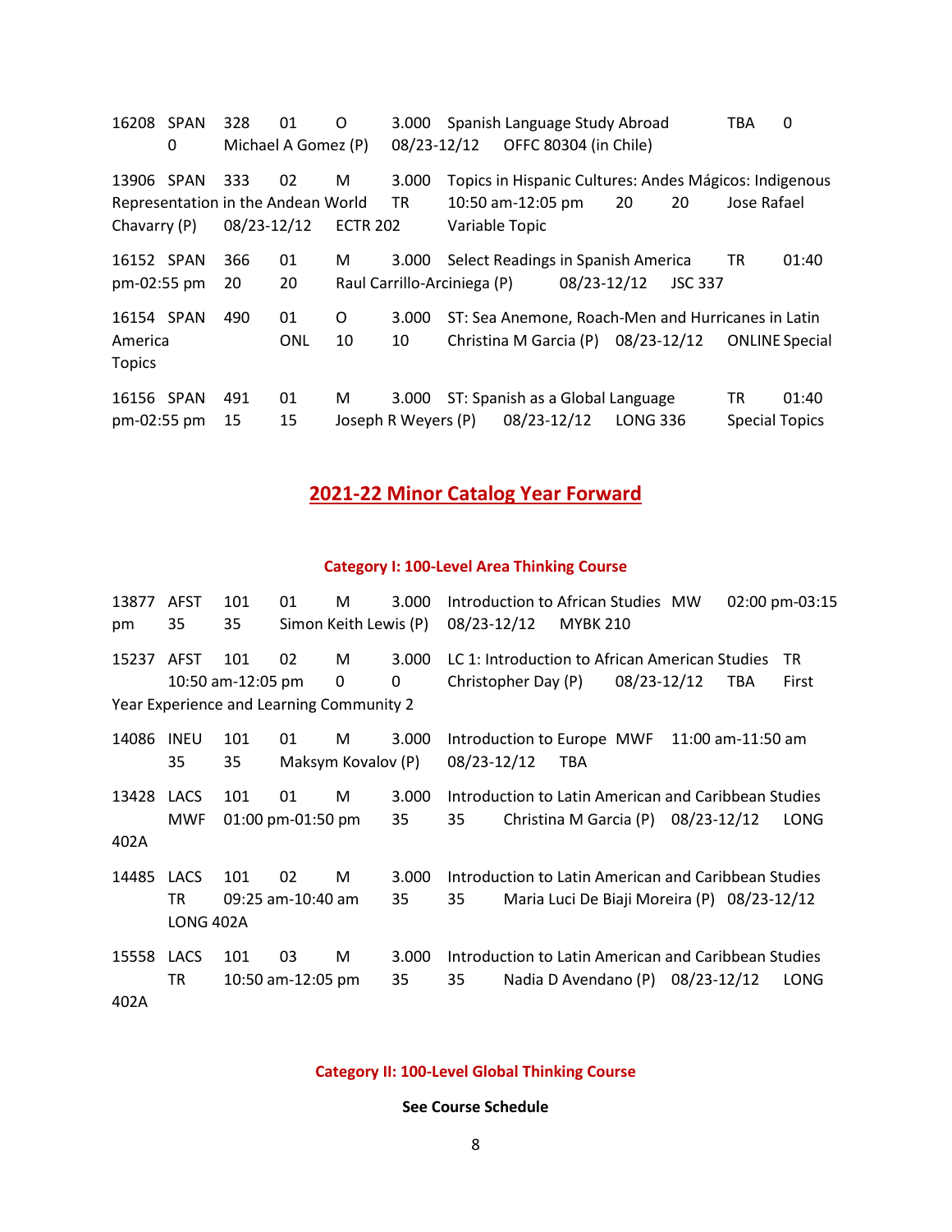16208 SPAN 328 01 O 3.000 Spanish Language Study Abroad TBA 0 0 Michael A Gomez (P) 08/23-12/12 OFFC 80304 (in Chile)

13906 SPAN 333 02 M 3.000 Topics in Hispanic Cultures: Andes Mágicos: Indigenous Representation in the Andean World TR 10:50 am-12:05 pm 20 20 Jose Rafael Chavarry (P) 08/23-12/12 ECTR 202 Variable Topic

16152 SPAN 366 01 M 3.000 Select Readings in Spanish America TR 01:40 pm-02:55 pm 20 20 Raul Carrillo-Arciniega (P) 08/23-12/12 JSC 337

16154 SPAN 490 01 O 3.000 ST: Sea Anemone, Roach-Men and Hurricanes in Latin America ONL 10 10 Christina M Garcia (P) 08/23-12/12 ONLINE Special Topics

16156 SPAN 491 01 M 3.000 ST: Spanish as a Global Language TR 01:40 pm-02:55 pm 15 15 Joseph R Weyers (P) 08/23-12/12 LONG 336 Special Topics

## 2021-22 Minor Catalog Year Forward

### Category I: 100-Level Area Thinking Course

13877 AFST 101 01 M 3.000 Introduction to African Studies MW 02:00 pm-03:15 pm 35 35 Simon Keith Lewis (P) 08/23-12/12 MYBK 210

15237 AFST 101 02 M 3.000 LC 1: Introduction to African American Studies TR 10:50 am-12:05 pm 0 0 Christopher Day (P) 08/23-12/12 TBA First Year Experience and Learning Community 2

14086 INEU 101 01 M 3.000 Introduction to Europe MWF 11:00 am-11:50 am 35 35 Maksym Kovalov (P) 08/23-12/12 TBA

13428 LACS 101 01 M 3.000 Introduction to Latin American and Caribbean Studies MWF 01:00 pm-01:50 pm 35 35 Christina M Garcia (P) 08/23-12/12 LONG 402A

14485 LACS 101 02 M 3.000 Introduction to Latin American and Caribbean Studies TR 09:25 am-10:40 am 35 35 Maria Luci De Biaji Moreira (P) 08/23-12/12 LONG 402A

15558 LACS 101 03 M 3.000 Introduction to Latin American and Caribbean Studies TR 10:50 am-12:05 pm 35 35 Nadia D Avendano (P) 08/23-12/12 LONG 402A

### Category II: 100-Level Global Thinking Course

**See Course Schedule**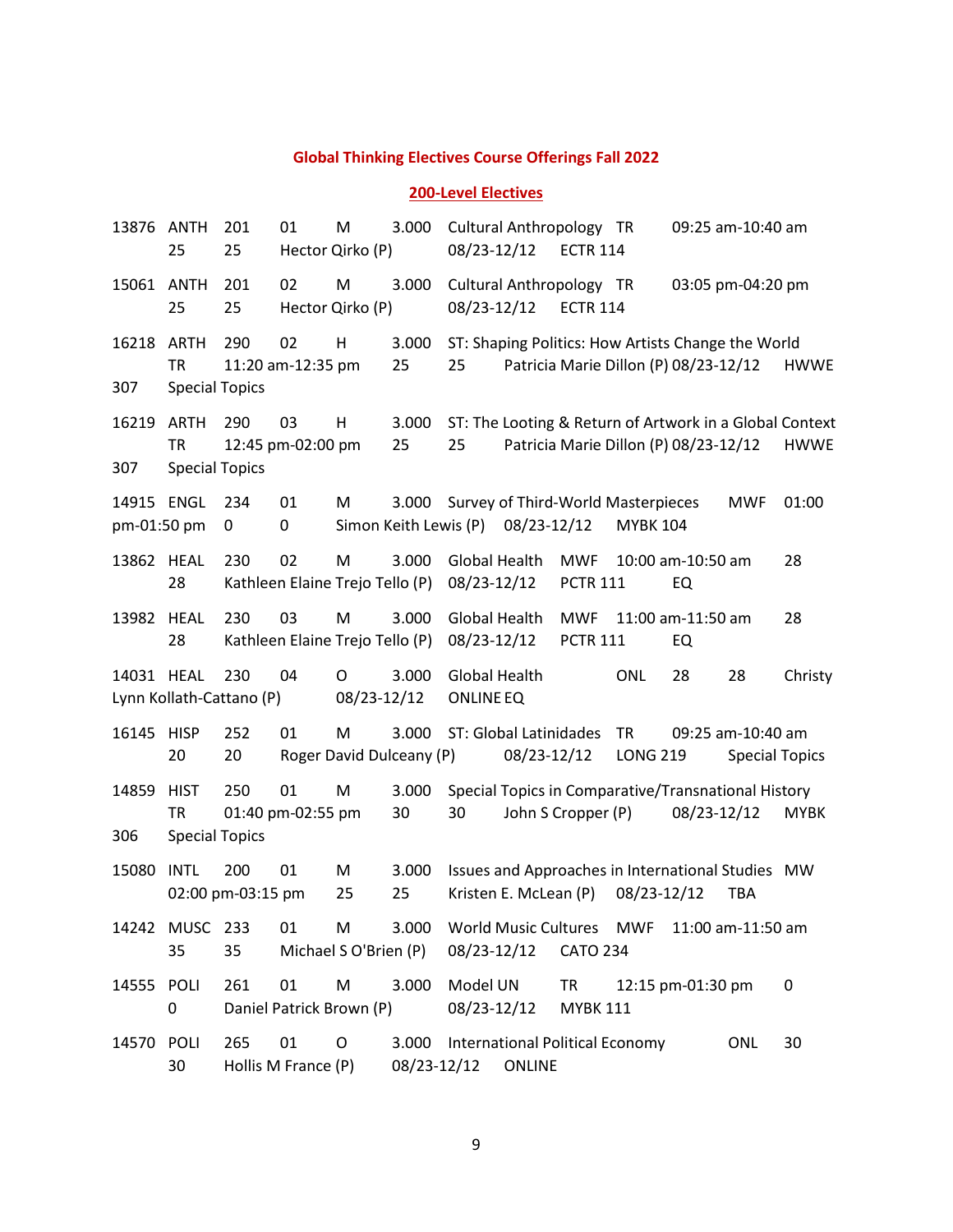## Global Thinking Electives Course Offerings Fall 2022

### 200-Level Electives

13876 ANTH 201 01 M 3.000 Cultural Anthropology TR 09:25 am-10:40 am
25 25 Hector Qirko (P) 08/23-12/12 ECTR 114

15061 ANTH 201 02 M 3.000 Cultural Anthropology TR 03:05 pm-04:20 pm
25 25 Hector Qirko (P) 08/23-12/12 ECTR 114

16218 ARTH 290 02 H 3.000 ST: Shaping Politics: How Artists Change the World
TR 11:20 am-12:35 pm 25 25 Patricia Marie Dillon (P) 08/23-12/12 HWWE
307 Special Topics

16219 ARTH 290 03 H 3.000 ST: The Looting & Return of Artwork in a Global Context
TR 12:45 pm-02:00 pm 25 25 Patricia Marie Dillon (P) 08/23-12/12 HWWE
307 Special Topics

14915 ENGL 234 01 M 3.000 Survey of Third-World Masterpieces MWF 01:00
pm-01:50 pm 0 0 Simon Keith Lewis (P) 08/23-12/12 MYBK 104

13862 HEAL 230 02 M 3.000 Global Health MWF 10:00 am-10:50 am 28
28 Kathleen Elaine Trejo Tello (P) 08/23-12/12 PCTR 111 EQ

13982 HEAL 230 03 M 3.000 Global Health MWF 11:00 am-11:50 am 28
28 Kathleen Elaine Trejo Tello (P) 08/23-12/12 PCTR 111 EQ

14031 HEAL 230 04 O 3.000 Global Health ONL 28 28 Christy
Lynn Kollath-Cattano (P) 08/23-12/12 ONLINE EQ

16145 HISP 252 01 M 3.000 ST: Global Latinidades TR 09:25 am-10:40 am
20 20 Roger David Dulceany (P) 08/23-12/12 LONG 219 Special Topics

14859 HIST 250 01 M 3.000 Special Topics in Comparative/Transnational History
TR 01:40 pm-02:55 pm 30 30 John S Cropper (P) 08/23-12/12 MYBK
306 Special Topics

15080 INTL 200 01 M 3.000 Issues and Approaches in International Studies MW
02:00 pm-03:15 pm 25 25 Kristen E. McLean (P) 08/23-12/12 TBA

14242 MUSC 233 01 M 3.000 World Music Cultures MWF 11:00 am-11:50 am
35 35 Michael S O'Brien (P) 08/23-12/12 CATO 234

14555 POLI 261 01 M 3.000 Model UN TR 12:15 pm-01:30 pm 0
0 Daniel Patrick Brown (P) 08/23-12/12 MYBK 111

14570 POLI 265 01 O 3.000 International Political Economy ONL 30
30 Hollis M France (P) 08/23-12/12 ONLINE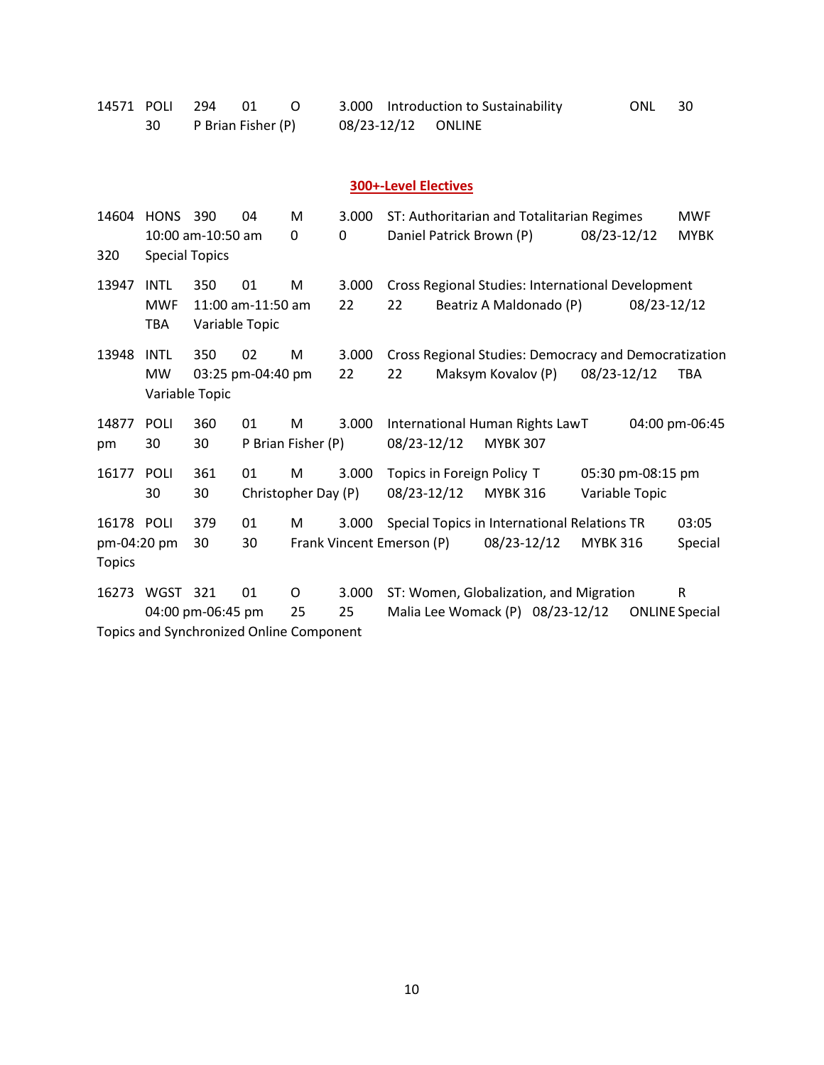14571 POLI 294 01 O 3.000 Introduction to Sustainability ONL 30
30 P Brian Fisher (P) 08/23-12/12 ONLINE

**300+-Level Electives**

14604 HONS 390 04 M 3.000 ST: Authoritarian and Totalitarian Regimes MWF
10:00 am-10:50 am 0 0 Daniel Patrick Brown (P) 08/23-12/12 MYBK
320 Special Topics

13947 INTL 350 01 M 3.000 Cross Regional Studies: International Development
MWF 11:00 am-11:50 am 22 22 Beatriz A Maldonado (P) 08/23-12/12
TBA Variable Topic

13948 INTL 350 02 M 3.000 Cross Regional Studies: Democracy and Democratization
MW 03:25 pm-04:40 pm 22 22 Maksym Kovalov (P) 08/23-12/12 TBA
Variable Topic

14877 POLI 360 01 M 3.000 International Human Rights LawT 04:00 pm-06:45
pm 30 30 P Brian Fisher (P) 08/23-12/12 MYBK 307

16177 POLI 361 01 M 3.000 Topics in Foreign Policy T 05:30 pm-08:15 pm
30 30 Christopher Day (P) 08/23-12/12 MYBK 316 Variable Topic

16178 POLI 379 01 M 3.000 Special Topics in International Relations TR 03:05
pm-04:20 pm 30 30 Frank Vincent Emerson (P) 08/23-12/12 MYBK 316 Special
Topics

16273 WGST 321 01 O 3.000 ST: Women, Globalization, and Migration R
04:00 pm-06:45 pm 25 25 Malia Lee Womack (P) 08/23-12/12 ONLINE Special
Topics and Synchronized Online Component